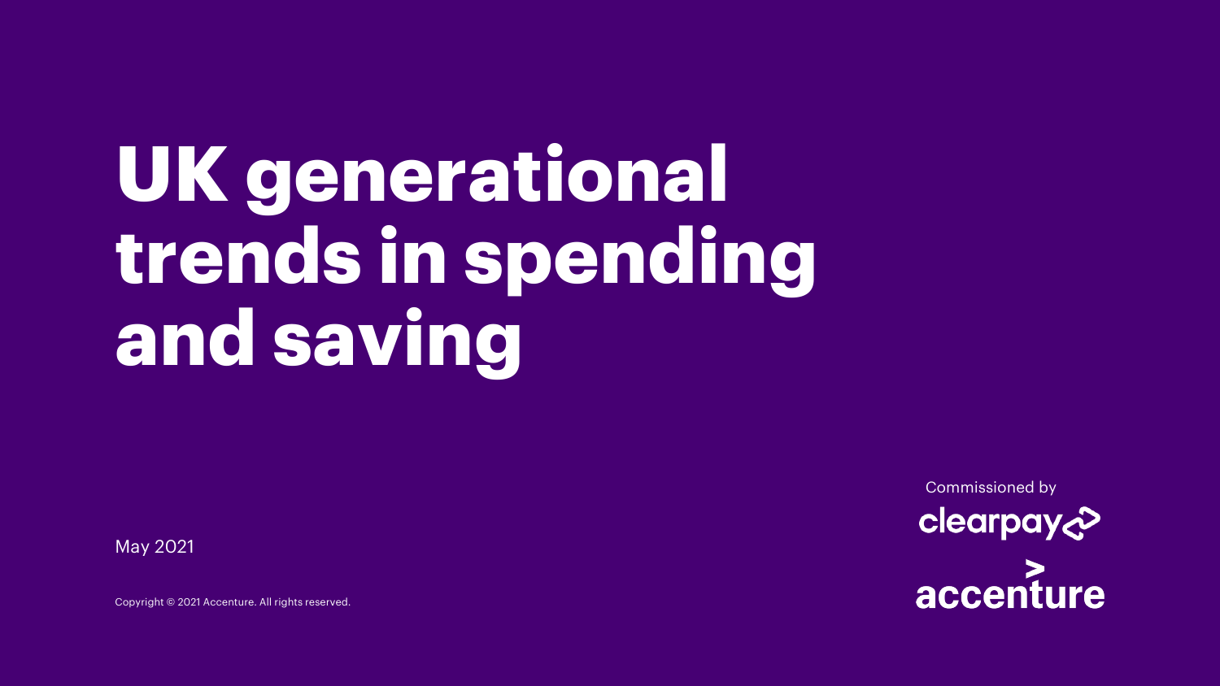# UK generational trends in spending and saving

May 2021

Commissioned by

clearpay

accenture

Copyright © 2021 Accenture. All rights reserved.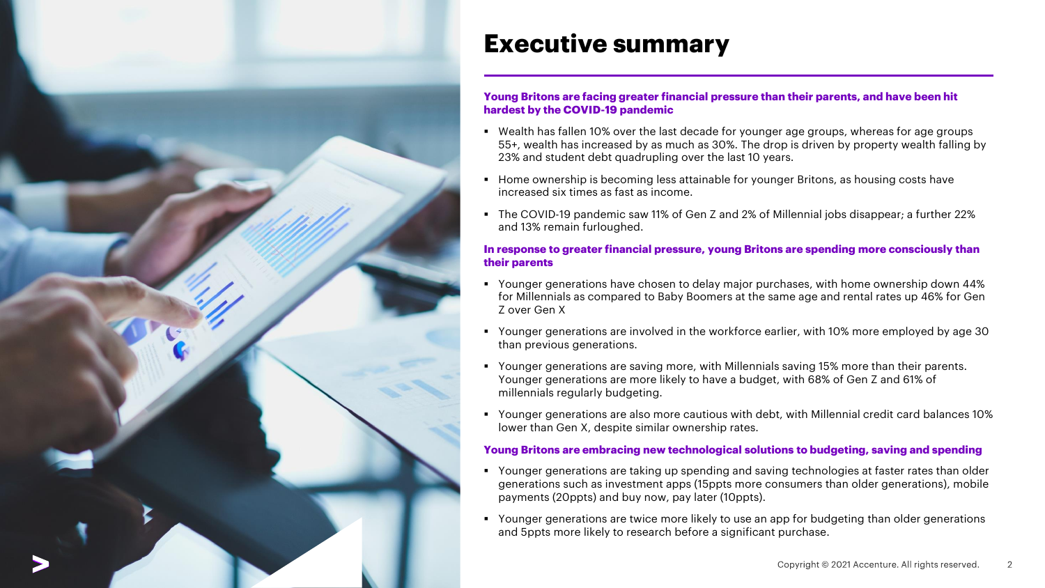# Executive summary

**Young Britons are facing greater financial pressure than their parents, and have been hit hardest by the COVID-19 pandemic**

- Wealth has fallen 10% over the last decade for younger age groups, whereas for age groups 55+, wealth has increased by as much as 30%. The drop is driven by property wealth falling by 23% and student debt quadrupling over the last 10 years.
- Home ownership is becoming less attainable for younger Britons, as housing costs have increased six times as fast as income.
- The COVID-19 pandemic saw 11% of Gen Z and 2% of Millennial jobs disappear; a further 22% and 13% remain furloughed.

**In response to greater financial pressure, young Britons are spending more consciously than their parents**

- Younger generations have chosen to delay major purchases, with home ownership down 44% for Millennials as compared to Baby Boomers at the same age and rental rates up 46% for Gen Z over Gen X
- Younger generations are involved in the workforce earlier, with 10% more employed by age 30 than previous generations.
- Younger generations are saving more, with Millennials saving 15% more than their parents. Younger generations are more likely to have a budget, with 68% of Gen Z and 61% of millennials regularly budgeting.
- Younger generations are also more cautious with debt, with Millennial credit card balances 10% lower than Gen X, despite similar ownership rates.

**Young Britons are embracing new technological solutions to budgeting, saving and spending**

- Younger generations are taking up spending and saving technologies at faster rates than older generations such as investment apps (15ppts more consumers than older generations), mobile payments (20ppts) and buy now, pay later (10ppts).
- Younger generations are twice more likely to use an app for budgeting than older generations and 5ppts more likely to research before a significant purchase.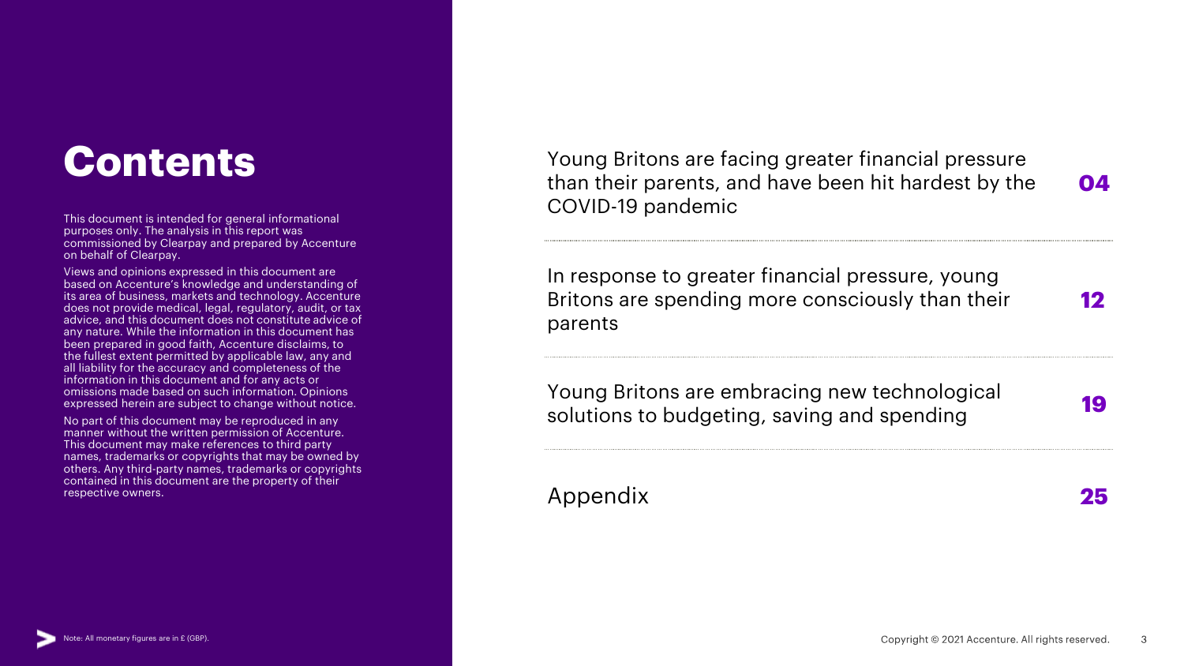# Contents

This document is intended for general informational purposes only. The analysis in this report was commissioned by Clearpay and prepared by Accenture on behalf of Clearpay.

Views and opinions expressed in this document are based on Accenture's knowledge and understanding of its area of business, markets and technology. Accenture does not provide medical, legal, regulatory, audit, or tax advice, and this document does not constitute advice of any nature. While the information in this document has been prepared in good faith, Accenture disclaims, to the fullest extent permitted by applicable law, any and all liability for the accuracy and completeness of the information in this document and for any acts or omissions made based on such information. Opinions expressed herein are subject to change without notice.

No part of this document may be reproduced in any manner without the written permission of Accenture. This document may make references to third party names, trademarks or copyrights that may be owned by others. Any third-party names, trademarks or copyrights contained in this document are the property of their respective owners.

| | |
|---|---|
| Young Britons are facing greater financial pressure than their parents, and have been hit hardest by the COVID-19 pandemic | **04** |
| In response to greater financial pressure, young Britons are spending more consciously than their parents | **12** |
| Young Britons are embracing new technological solutions to budgeting, saving and spending | **19** |
| Appendix | **25** |

Note: All monetary figures are in £ (GBP).

Copyright © 2021 Accenture. All rights reserved.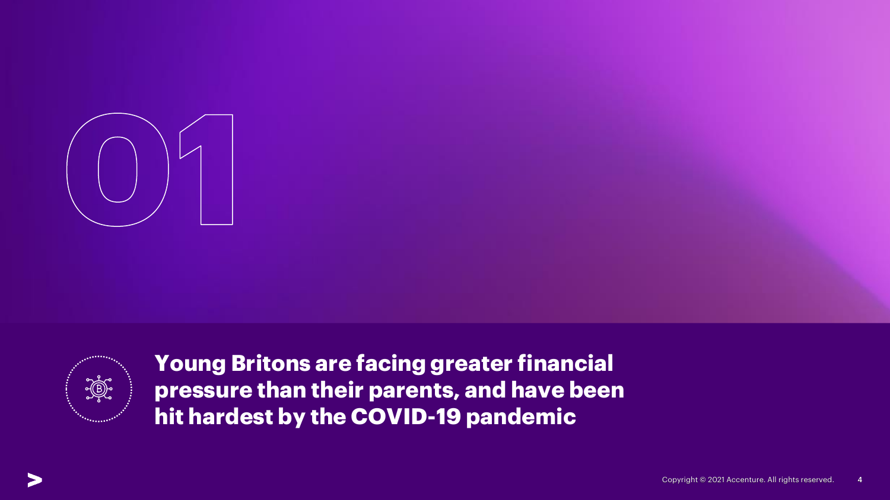# 01

## Young Britons are facing greater financial pressure than their parents, and have been hit hardest by the COVID-19 pandemic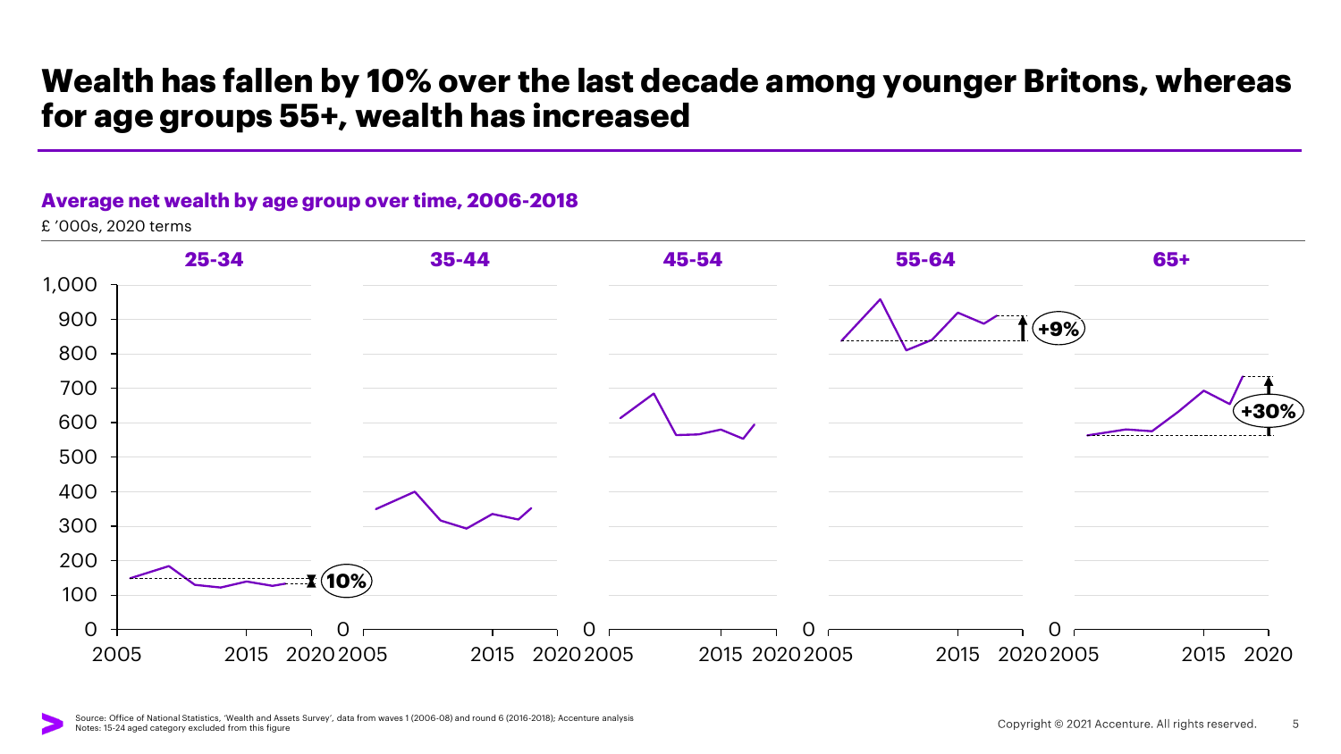# Wealth has fallen by 10% over the last decade among younger Britons, whereas for age groups 55+, wealth has increased

**Average net wealth by age group over time, 2006-2018**

£ '000s, 2020 terms

25-34 | 35-44 | 45-54 | 55-64 | 65+

1,000 · 900 · 800 · 700 · 600 · 500 · 400 · 300 · 200 · 100 · 0

2005 · 2015 · 2020

10% · +9% · +30%

Source: Office of National Statistics, 'Wealth and Assets Survey', data from waves 1 (2006-08) and round 6 (2016-2018); Accenture analysis
Notes: 15-24 aged category excluded from this figure

Copyright © 2021 Accenture. All rights reserved.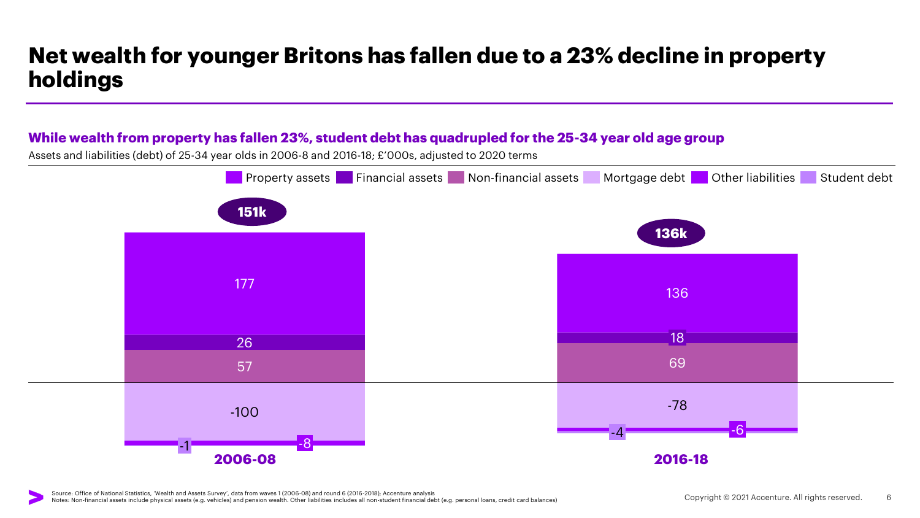# Net wealth for younger Britons has fallen due to a 23% decline in property holdings

## While wealth from property has fallen 23%, student debt has quadrupled for the 25-34 year old age group

Assets and liabilities (debt) of 25-34 year olds in 2006-8 and 2016-18; £'000s, adjusted to 2020 terms

| | 2006-08 | 2016-18 |
|---|---|---|
| Property assets | 177 | 136 |
| Financial assets | 26 | 18 |
| Non-financial assets | 57 | 69 |
| Mortgage debt | -100 | -78 |
| Other liabilities | -8 | -6 |
| Student debt | -1 | -4 |
| **Net wealth** | **151k** | **136k** |

Source: Office of National Statistics, 'Wealth and Assets Survey', data from waves 1 (2006-08) and round 6 (2016-2018); Accenture analysis
Notes: Non-financial assets include physical assets (e.g. vehicles) and pension wealth. Other liabilities includes all non-student financial debt (e.g. personal loans, credit card balances)

Copyright © 2021 Accenture. All rights reserved.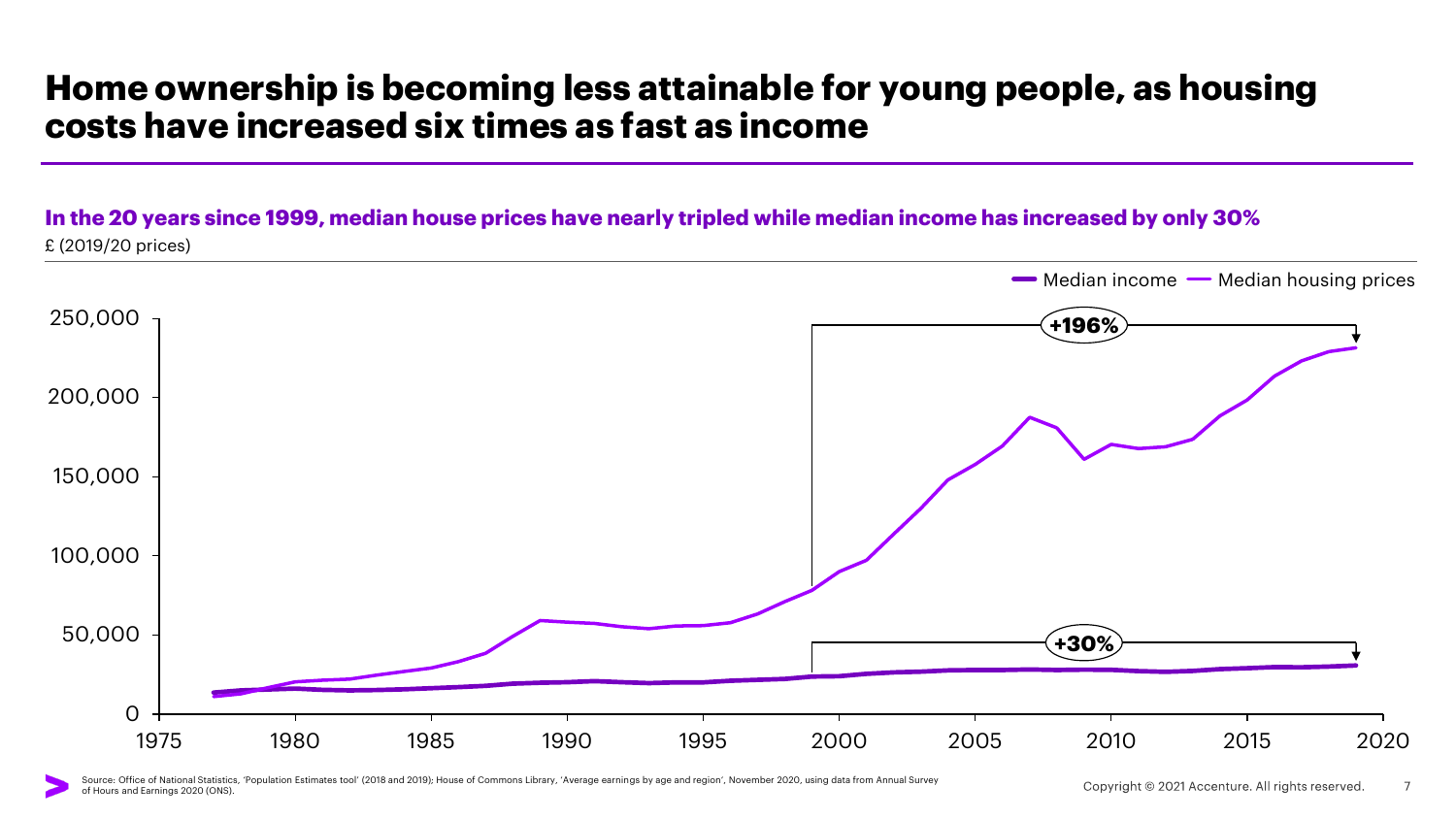# Home ownership is becoming less attainable for young people, as housing costs have increased six times as fast as income

**In the 20 years since 1999, median house prices have nearly tripled while median income has increased by only 30%**

£ (2019/20 prices)

Median income — Median housing prices

+196%

+30%

Source: Office of National Statistics, 'Population Estimates tool' (2018 and 2019); House of Commons Library, 'Average earnings by age and region', November 2020, using data from Annual Survey of Hours and Earnings 2020 (ONS).

Copyright © 2021 Accenture. All rights reserved.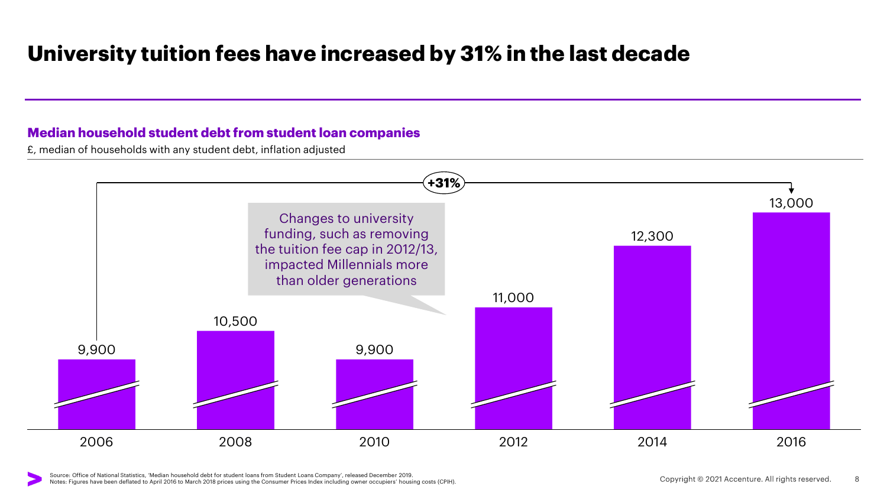# University tuition fees have increased by 31% in the last decade

## Median household student debt from student loan companies

£, median of households with any student debt, inflation adjusted

| Year | Median household student debt (£) |
|---|---|
| 2006 | 9,900 |
| 2008 | 10,500 |
| 2010 | 9,900 |
| 2012 | 11,000 |
| 2014 | 12,300 |
| 2016 | 13,000 |

+31% (2006 to 2016)

Changes to university funding, such as removing the tuition fee cap in 2012/13, impacted Millennials more than older generations

Source: Office of National Statistics, 'Median household debt for student loans from Student Loans Company', released December 2019.
Notes: Figures have been deflated to April 2016 to March 2018 prices using the Consumer Prices Index including owner occupiers' housing costs (CPIH).

Copyright © 2021 Accenture. All rights reserved.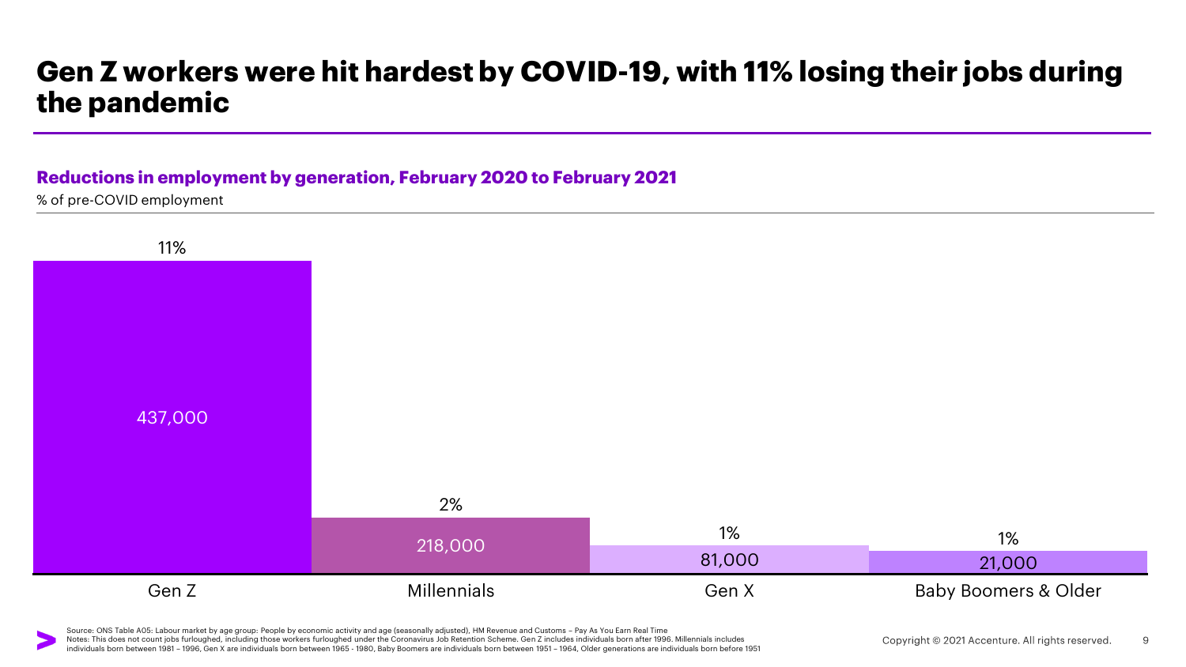# Gen Z workers were hit hardest by COVID-19, with 11% losing their jobs during the pandemic

## Reductions in employment by generation, February 2020 to February 2021

% of pre-COVID employment

| Generation | % of pre-COVID employment | Reduction in employment |
|---|---|---|
| Gen Z | 11% | 437,000 |
| Millennials | 2% | 218,000 |
| Gen X | 1% | 81,000 |
| Baby Boomers & Older | 1% | 21,000 |

Source: ONS Table A05: Labour market by age group: People by economic activity and age (seasonally adjusted), HM Revenue and Customs – Pay As You Earn Real Time

Notes: This does not count jobs furloughed, including those workers furloughed under the Coronavirus Job Retention Scheme. Gen Z includes individuals born after 1996. Millennials includes individuals born between 1981 – 1996, Gen X are individuals born between 1965 - 1980, Baby Boomers are individuals born between 1951 – 1964, Older generations are individuals born before 1951

Copyright © 2021 Accenture. All rights reserved.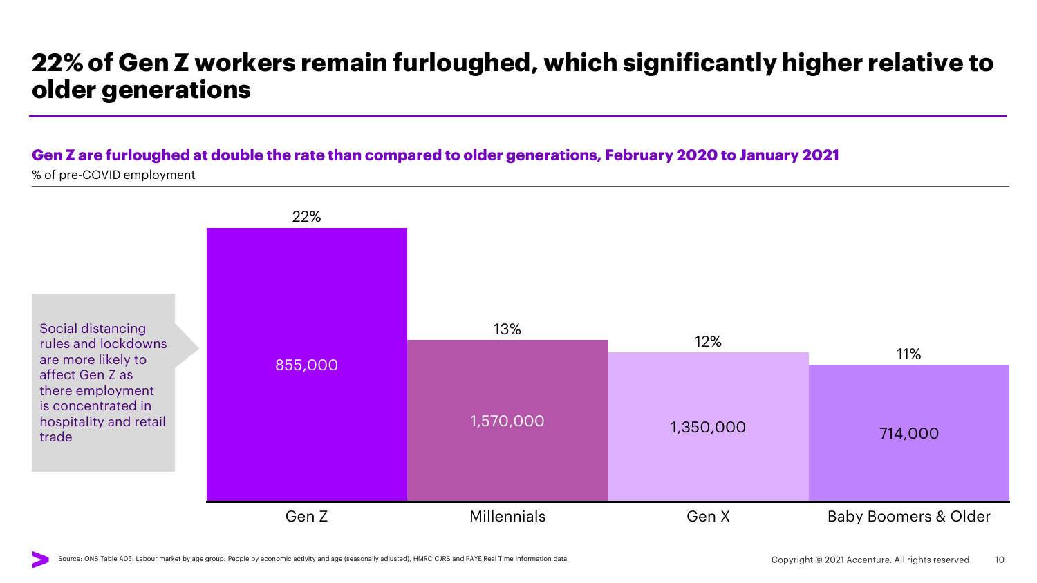# 22% of Gen Z workers remain furloughed, which significantly higher relative to older generations

**Gen Z are furloughed at double the rate than compared to older generations, February 2020 to January 2021**

% of pre-COVID employment

| | Gen Z | Millennials | Gen X | Baby Boomers & Older |
|---|---|---|---|---|
| % of pre-COVID employment | 22% | 13% | 12% | 11% |
| Number furloughed | 855,000 | 1,570,000 | 1,350,000 | 714,000 |

Social distancing rules and lockdowns are more likely to affect Gen Z as there employment is concentrated in hospitality and retail trade

Source: ONS Table A05: Labour market by age group: People by economic activity and age (seasonally adjusted), HMRC CJRS and PAYE Real Time Information data

Copyright © 2021 Accenture. All rights reserved.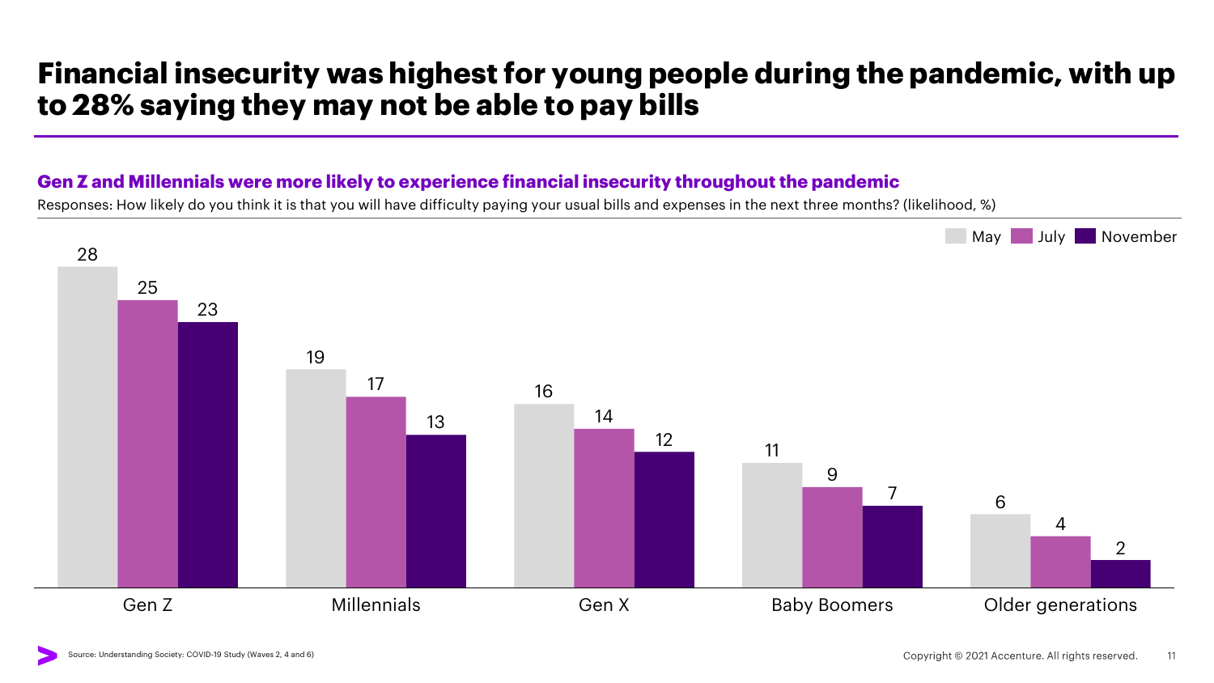# Financial insecurity was highest for young people during the pandemic, with up to 28% saying they may not be able to pay bills

## Gen Z and Millennials were more likely to experience financial insecurity throughout the pandemic

Responses: How likely do you think it is that you will have difficulty paying your usual bills and expenses in the next three months? (likelihood, %)

| | May | July | November |
| --- | --- | --- | --- |
| Gen Z | 28 | 25 | 23 |
| Millennials | 19 | 17 | 13 |
| Gen X | 16 | 14 | 12 |
| Baby Boomers | 11 | 9 | 7 |
| Older generations | 6 | 4 | 2 |

Source: Understanding Society: COVID-19 Study (Waves 2, 4 and 6)

Copyright © 2021 Accenture. All rights reserved.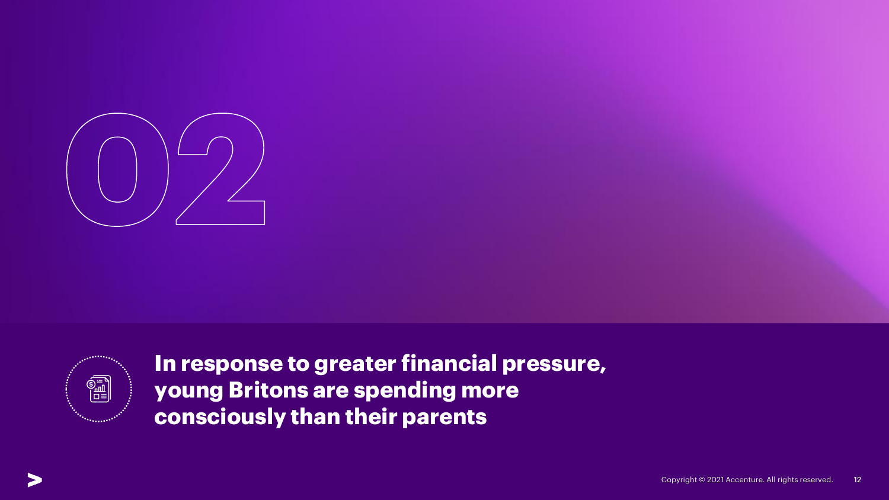# 02

## In response to greater financial pressure, young Britons are spending more consciously than their parents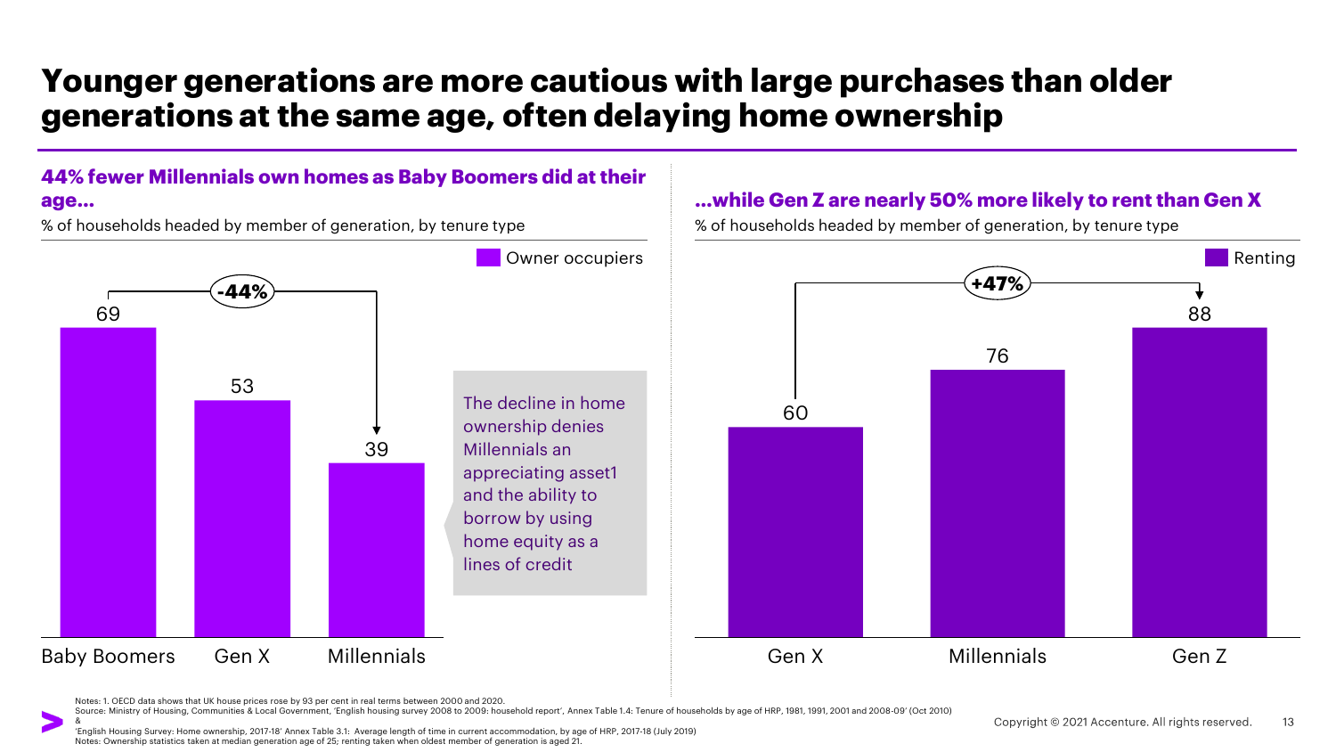# Younger generations are more cautious with large purchases than older generations at the same age, often delaying home ownership

## 44% fewer Millennials own homes as Baby Boomers did at their age...

% of households headed by member of generation, by tenure type

Owner occupiers

| Generation | Owner occupiers |
|---|---|
| Baby Boomers | 69 |
| Gen X | 53 |
| Millennials | 39 |

-44%

The decline in home ownership denies Millennials an appreciating asset1 and the ability to borrow by using home equity as a lines of credit

## ...while Gen Z are nearly 50% more likely to rent than Gen X

% of households headed by member of generation, by tenure type

Renting

| Generation | Renting |
|---|---|
| Gen X | 60 |
| Millennials | 76 |
| Gen Z | 88 |

+47%

Notes: 1. OECD data shows that UK house prices rose by 93 per cent in real terms between 2000 and 2020.
Source: Ministry of Housing, Communities & Local Government, 'English housing survey 2008 to 2009: household report', Annex Table 1.4: Tenure of households by age of HRP, 1981, 1991, 2001 and 2008-09' (Oct 2010) &
'English Housing Survey: Home ownership, 2017-18' Annex Table 3.1: Average length of time in current accommodation, by age of HRP, 2017-18 (July 2019)
Notes: Ownership statistics taken at median generation age of 25; renting taken when oldest member of generation is aged 21.

Copyright © 2021 Accenture. All rights reserved.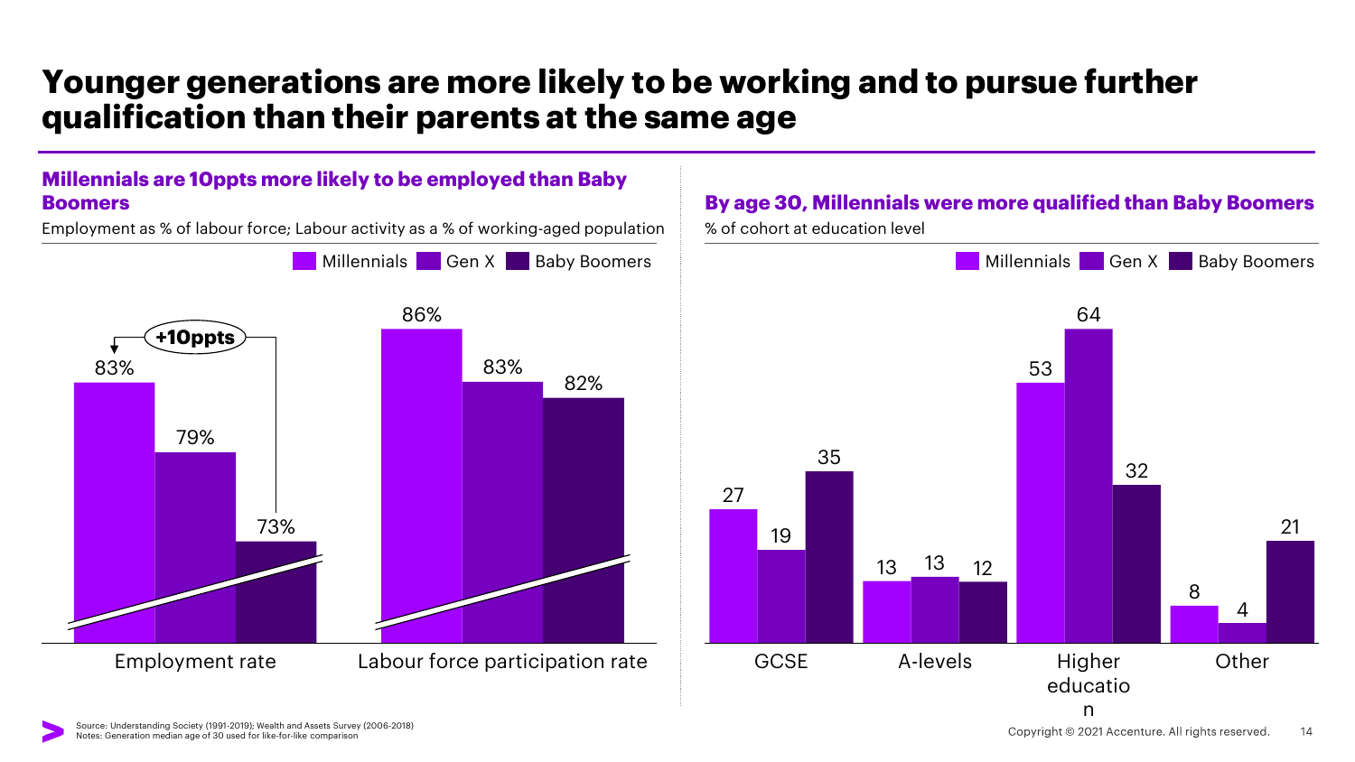# Younger generations are more likely to be working and to pursue further qualification than their parents at the same age

## Millennials are 10ppts more likely to be employed than Baby Boomers

Employment as % of labour force; Labour activity as a % of working-aged population

| | Millennials | Gen X | Baby Boomers |
|---|---|---|---|
| Employment rate | 83% | 79% | 73% |
| Labour force participation rate | 86% | 83% | 82% |

+10ppts

## By age 30, Millennials were more qualified than Baby Boomers

% of cohort at education level

| | Millennials | Gen X | Baby Boomers |
|---|---|---|---|
| GCSE | 27 | 19 | 35 |
| A-levels | 13 | 13 | 12 |
| Higher education | 53 | 64 | 32 |
| Other | 8 | 4 | 21 |

Source: Understanding Society (1991-2019); Wealth and Assets Survey (2006-2018)
Notes: Generation median age of 30 used for like-for-like comparison

Copyright © 2021 Accenture. All rights reserved.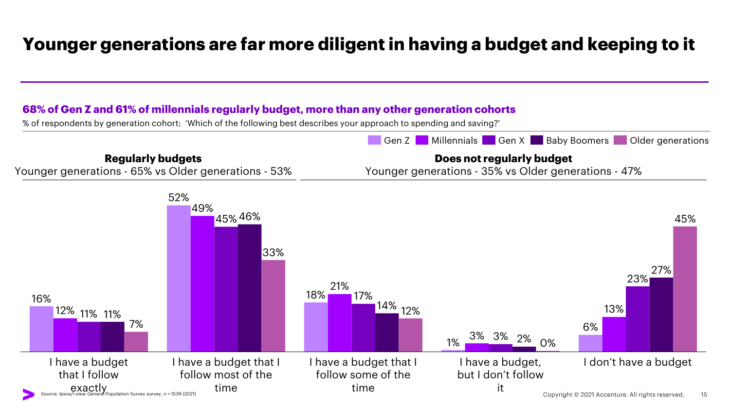# Younger generations are far more diligent in having a budget and keeping to it

**68% of Gen Z and 61% of millennials regularly budget, more than any other generation cohorts**

% of respondents by generation cohort: 'Which of the following best describes your approach to spending and saving?'

**Regularly budgets**
Younger generations - 65% vs Older generations - 53%

**Does not regularly budget**
Younger generations - 35% vs Older generations - 47%

| | Gen Z | Millennials | Gen X | Baby Boomers | Older generations |
|---|---|---|---|---|---|
| I have a budget that I follow exactly | 16% | 12% | 11% | 11% | 7% |
| I have a budget that I follow most of the time | 52% | 49% | 45% | 46% | 33% |
| I have a budget that I follow some of the time | 18% | 21% | 17% | 14% | 12% |
| I have a budget, but I don't follow it | 1% | 3% | 3% | 2% | 0% |
| I don't have a budget | 6% | 13% | 23% | 27% | 45% |

Source: Ipsos/I-view General Population Survey survey, n = 1539 (2021)

Copyright © 2021 Accenture. All rights reserved.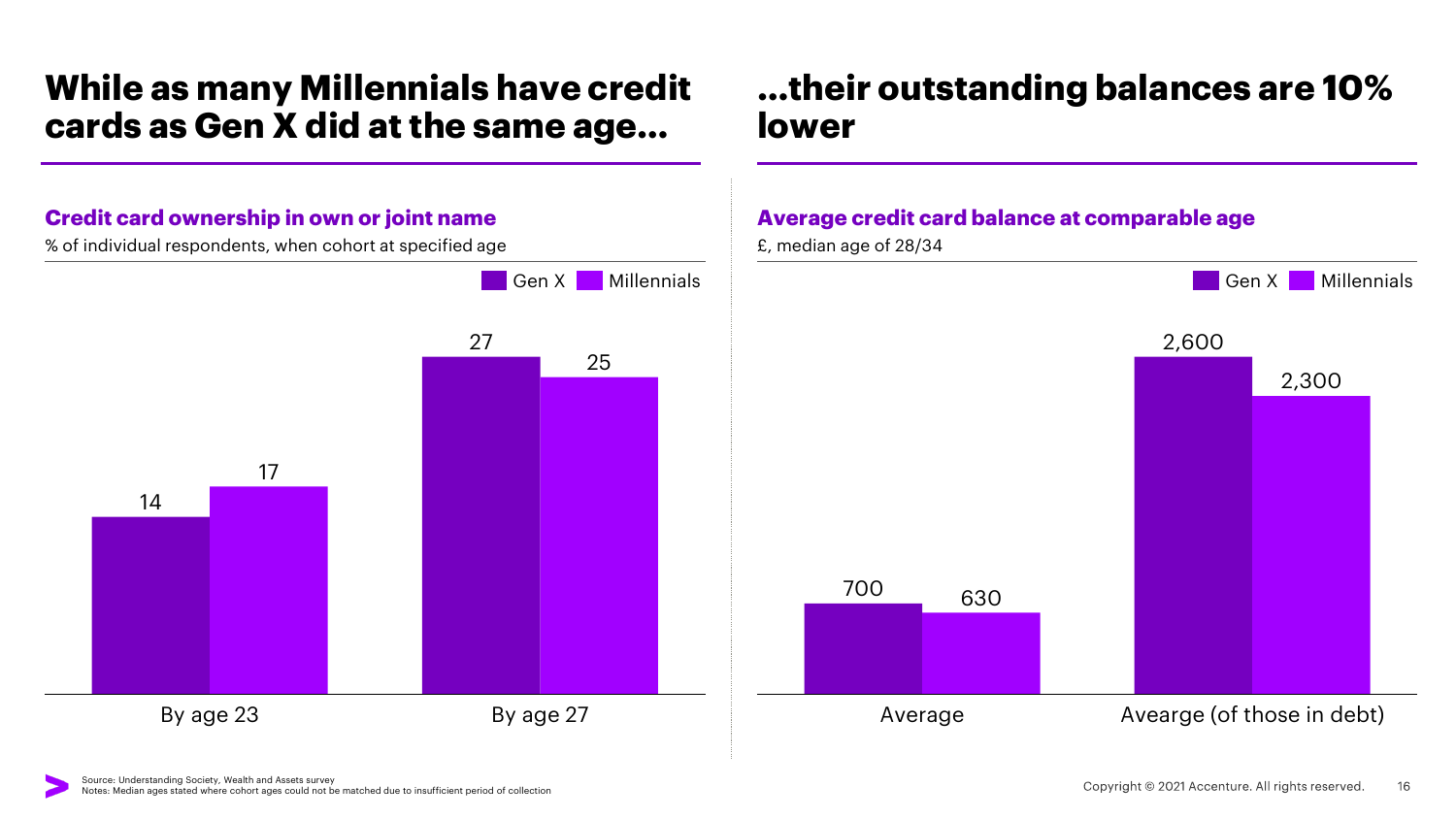## While as many Millennials have credit cards as Gen X did at the same age…

### Credit card ownership in own or joint name

% of individual respondents, when cohort at specified age

| | Gen X | Millennials |
|---|---|---|
| By age 23 | 14 | 17 |
| By age 27 | 27 | 25 |

## …their outstanding balances are 10% lower

### Average credit card balance at comparable age

£, median age of 28/34

| | Gen X | Millennials |
|---|---|---|
| Average | 700 | 630 |
| Avearge (of those in debt) | 2,600 | 2,300 |

Source: Understanding Society, Wealth and Assets survey
Notes: Median ages stated where cohort ages could not be matched due to insufficient period of collection

Copyright © 2021 Accenture. All rights reserved.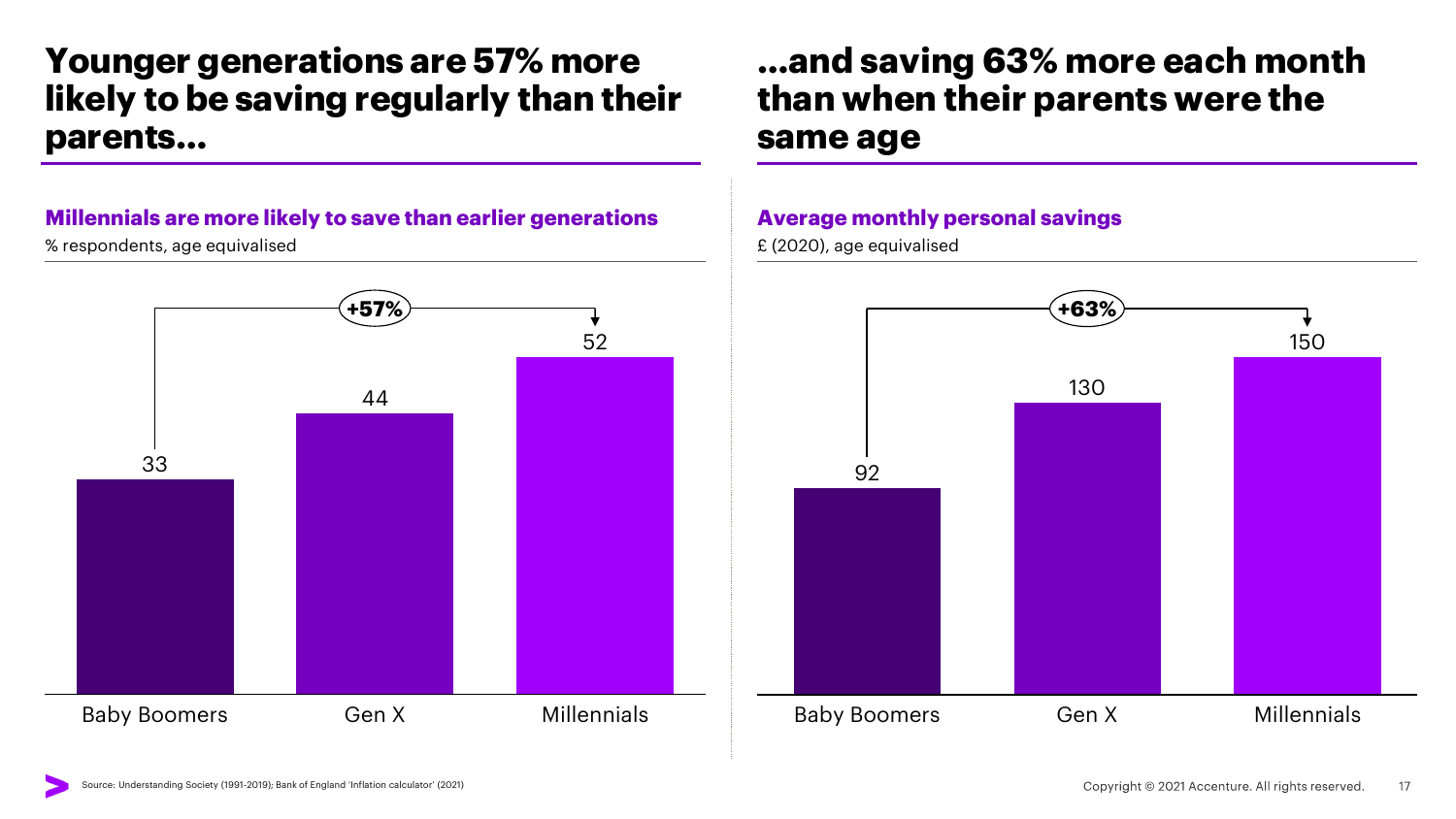## Younger generations are 57% more likely to be saving regularly than their parents...

**Millennials are more likely to save than earlier generations**

% respondents, age equivalised

| | Baby Boomers | Gen X | Millennials |
|---|---|---|---|
| % respondents | 33 | 44 | 52 |

+57% (Baby Boomers to Millennials)

## ...and saving 63% more each month than when their parents were the same age

**Average monthly personal savings**

£ (2020), age equivalised

| | Baby Boomers | Gen X | Millennials |
|---|---|---|---|
| £ (2020) | 92 | 130 | 150 |

+63% (Baby Boomers to Millennials)

Source: Understanding Society (1991-2019); Bank of England 'Inflation calculator' (2021)

Copyright © 2021 Accenture. All rights reserved.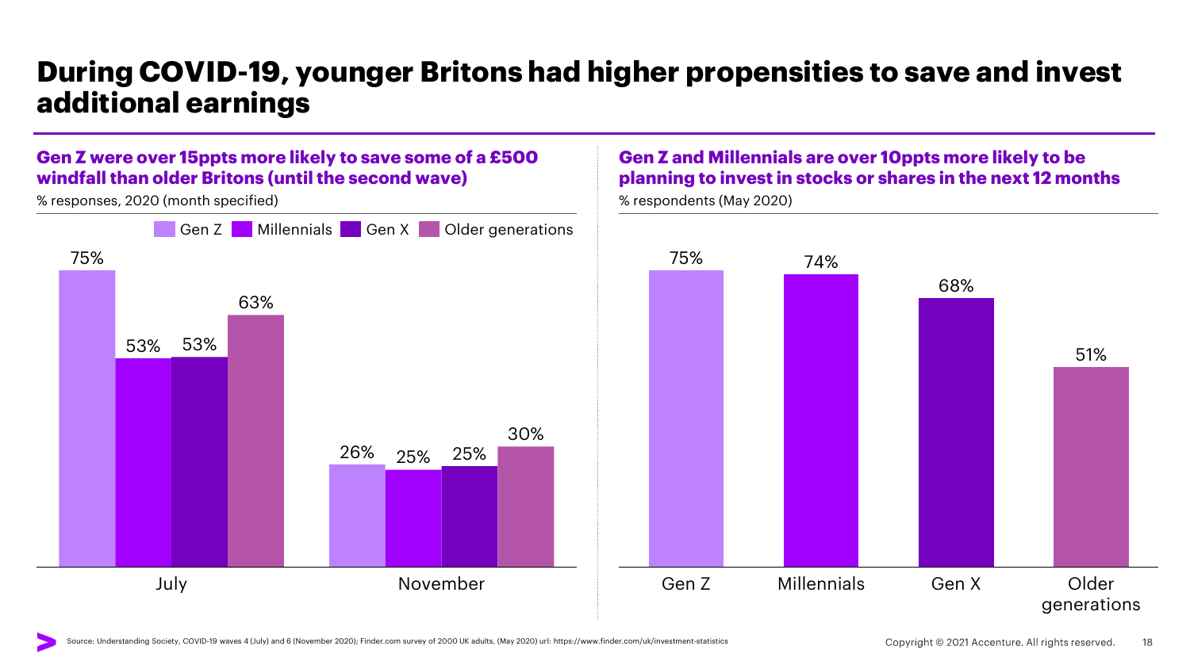# During COVID-19, younger Britons had higher propensities to save and invest additional earnings

## Gen Z were over 15ppts more likely to save some of a £500 windfall than older Britons (until the second wave)

% responses, 2020 (month specified)

| | Gen Z | Millennials | Gen X | Older generations |
|---|---|---|---|---|
| July | 75% | 53% | 53% | 63% |
| November | 26% | 25% | 25% | 30% |

## Gen Z and Millennials are over 10ppts more likely to be planning to invest in stocks or shares in the next 12 months

% respondents (May 2020)

| Gen Z | Millennials | Gen X | Older generations |
|---|---|---|---|
| 75% | 74% | 68% | 51% |

Source: Understanding Society, COVID-19 waves 4 (July) and 6 (November 2020); Finder.com survey of 2000 UK adults, (May 2020) url: https://www.finder.com/uk/investment-statistics

Copyright © 2021 Accenture. All rights reserved.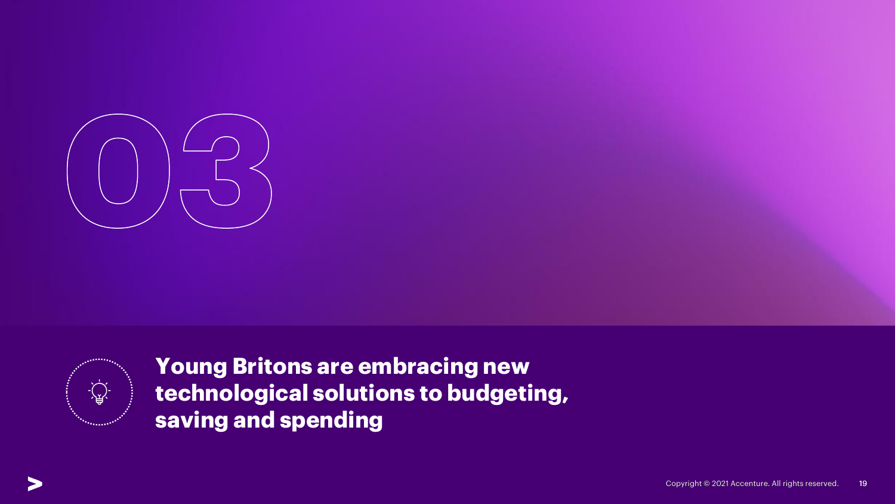# 03

## Young Britons are embracing new technological solutions to budgeting, saving and spending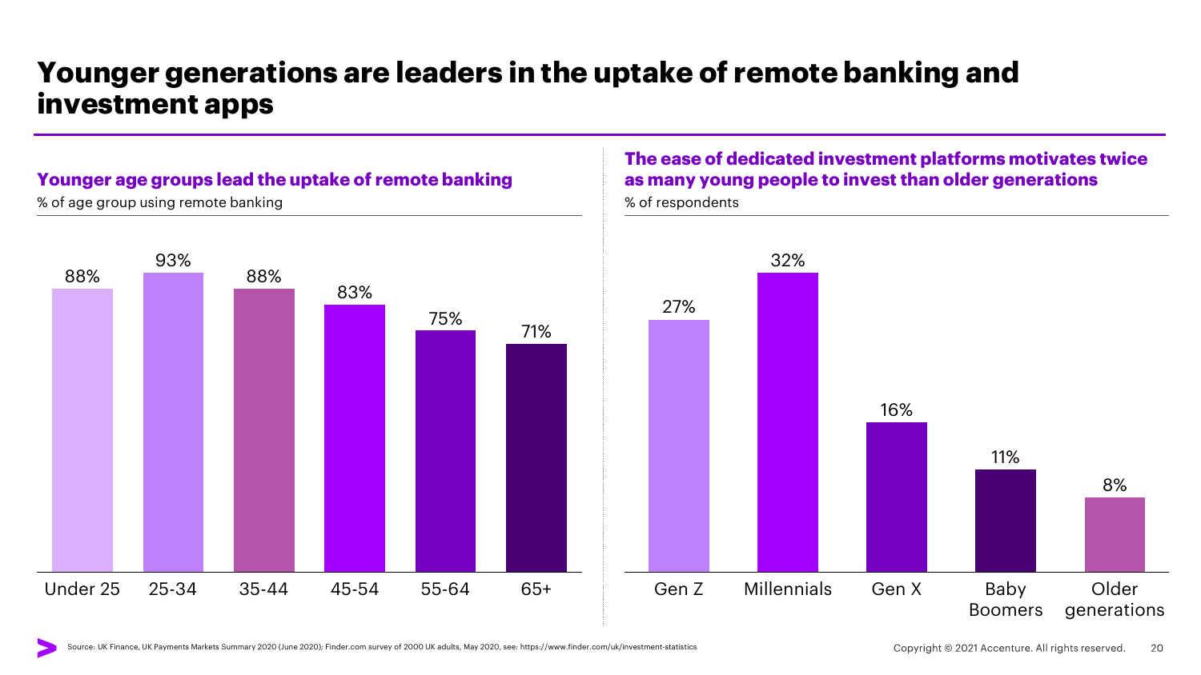# Younger generations are leaders in the uptake of remote banking and investment apps

## Younger age groups lead the uptake of remote banking

% of age group using remote banking

| Under 25 | 25-34 | 35-44 | 45-54 | 55-64 | 65+ |
|---|---|---|---|---|---|
| 88% | 93% | 88% | 83% | 75% | 71% |

## The ease of dedicated investment platforms motivates twice as many young people to invest than older generations

% of respondents

| Gen Z | Millennials | Gen X | Baby Boomers | Older generations |
|---|---|---|---|---|
| 27% | 32% | 16% | 11% | 8% |

Source: UK Finance, UK Payments Markets Summary 2020 (June 2020); Finder.com survey of 2000 UK adults, May 2020, see: https://www.finder.com/uk/investment-statistics

Copyright © 2021 Accenture. All rights reserved.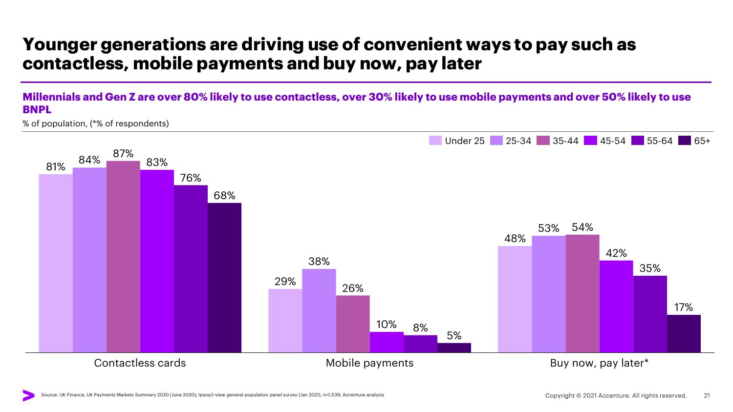# Younger generations are driving use of convenient ways to pay such as contactless, mobile payments and buy now, pay later

## Millennials and Gen Z are over 80% likely to use contactless, over 30% likely to use mobile payments and over 50% likely to use BNPL

% of population, (*% of respondents)

| | Under 25 | 25-34 | 35-44 | 45-54 | 55-64 | 65+ |
|---|---|---|---|---|---|---|
| Contactless cards | 81% | 84% | 87% | 83% | 76% | 68% |
| Mobile payments | 29% | 38% | 26% | 10% | 8% | 5% |
| Buy now, pay later* | 48% | 53% | 54% | 42% | 35% | 17% |

Source: UK Finance, UK Payments Markets Summary 2020 (June 2020); Ipsos/I-view general population panel survey (Jan 2021), n=1,539; Accenture analysis

Copyright © 2021 Accenture. All rights reserved.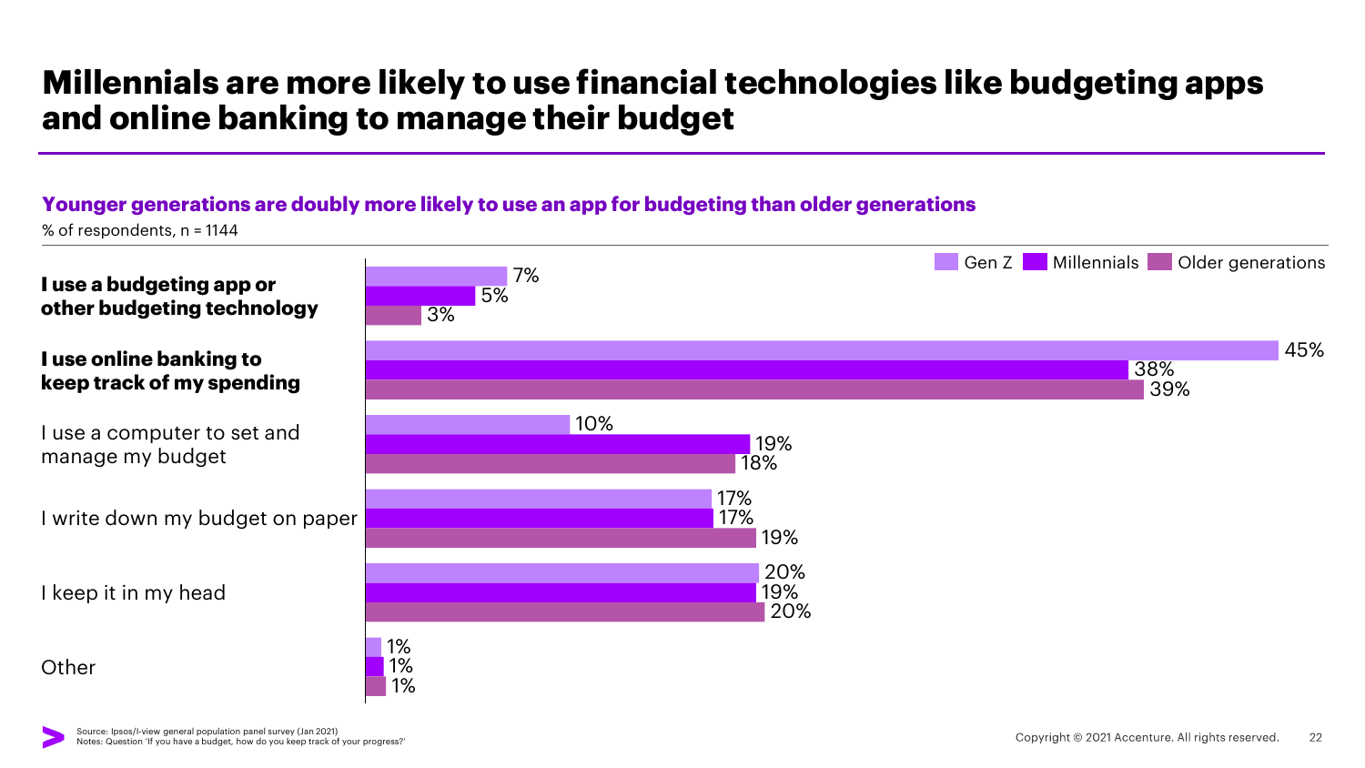# Millennials are more likely to use financial technologies like budgeting apps and online banking to manage their budget

**Younger generations are doubly more likely to use an app for budgeting than older generations**

% of respondents, n = 1144

| | Gen Z | Millennials | Older generations |
|---|---|---|---|
| **I use a budgeting app or other budgeting technology** | 7% | 5% | 3% |
| **I use online banking to keep track of my spending** | 45% | 38% | 39% |
| I use a computer to set and manage my budget | 10% | 19% | 18% |
| I write down my budget on paper | 17% | 17% | 19% |
| I keep it in my head | 20% | 19% | 20% |
| Other | 1% | 1% | 1% |

Source: Ipsos/I-view general population panel survey (Jan 2021)
Notes: Question 'If you have a budget, how do you keep track of your progress?'

Copyright © 2021 Accenture. All rights reserved.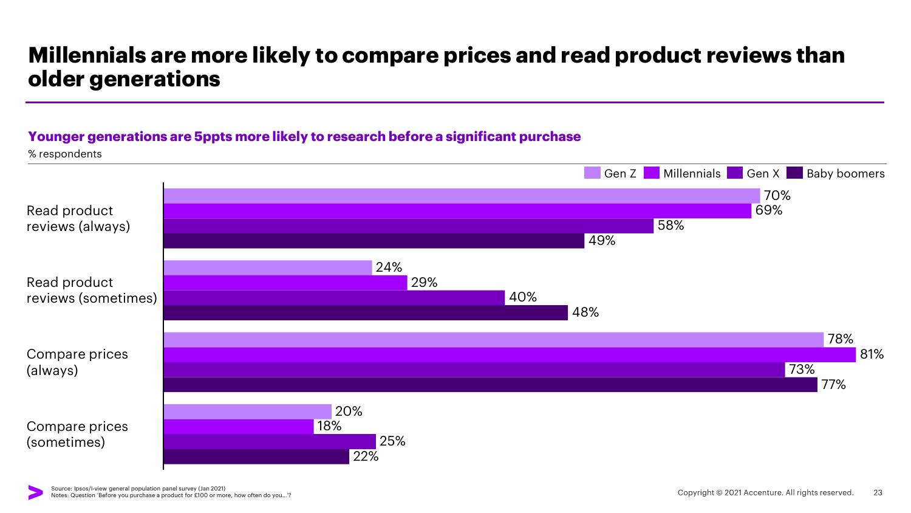# Millennials are more likely to compare prices and read product reviews than older generations

**Younger generations are 5ppts more likely to research before a significant purchase**

% respondents

| | Gen Z | Millennials | Gen X | Baby boomers |
|---|---|---|---|---|
| Read product reviews (always) | 70% | 69% | 58% | 49% |
| Read product reviews (sometimes) | 24% | 29% | 40% | 48% |
| Compare prices (always) | 78% | 81% | 73% | 77% |
| Compare prices (sometimes) | 20% | 18% | 25% | 22% |

Source: Ipsos/I-view general population panel survey (Jan 2021)
Notes: Question 'Before you purchase a product for £100 or more, how often do you…'?

Copyright © 2021 Accenture. All rights reserved.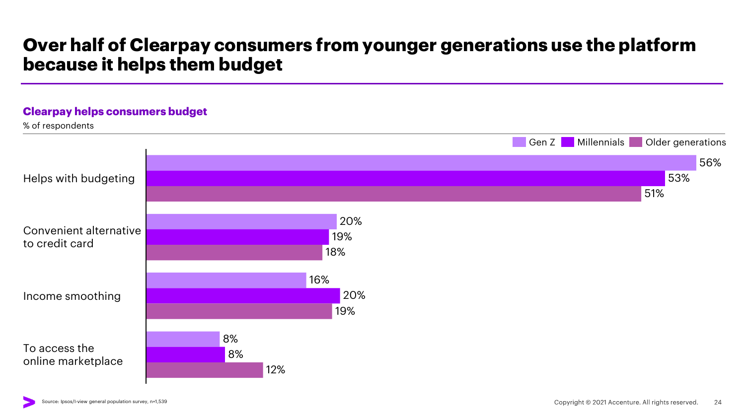# Over half of Clearpay consumers from younger generations use the platform because it helps them budget

## Clearpay helps consumers budget

% of respondents

| | Gen Z | Millennials | Older generations |
|---|---|---|---|
| Helps with budgeting | 56% | 53% | 51% |
| Convenient alternative to credit card | 20% | 19% | 18% |
| Income smoothing | 16% | 20% | 19% |
| To access the online marketplace | 8% | 8% | 12% |

Source: Ipsos/I-view general population survey, n=1,539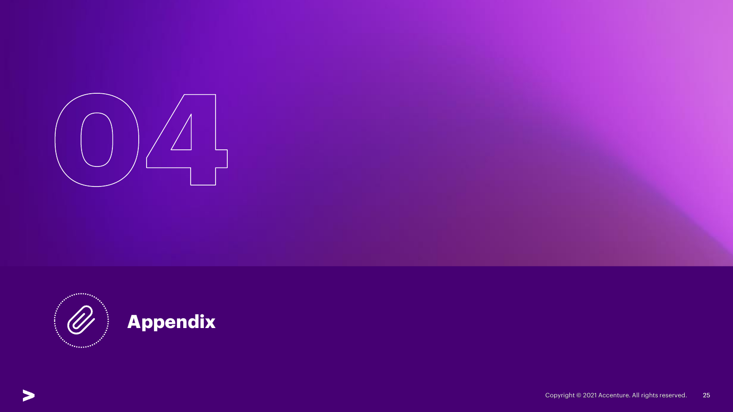# 04

## Appendix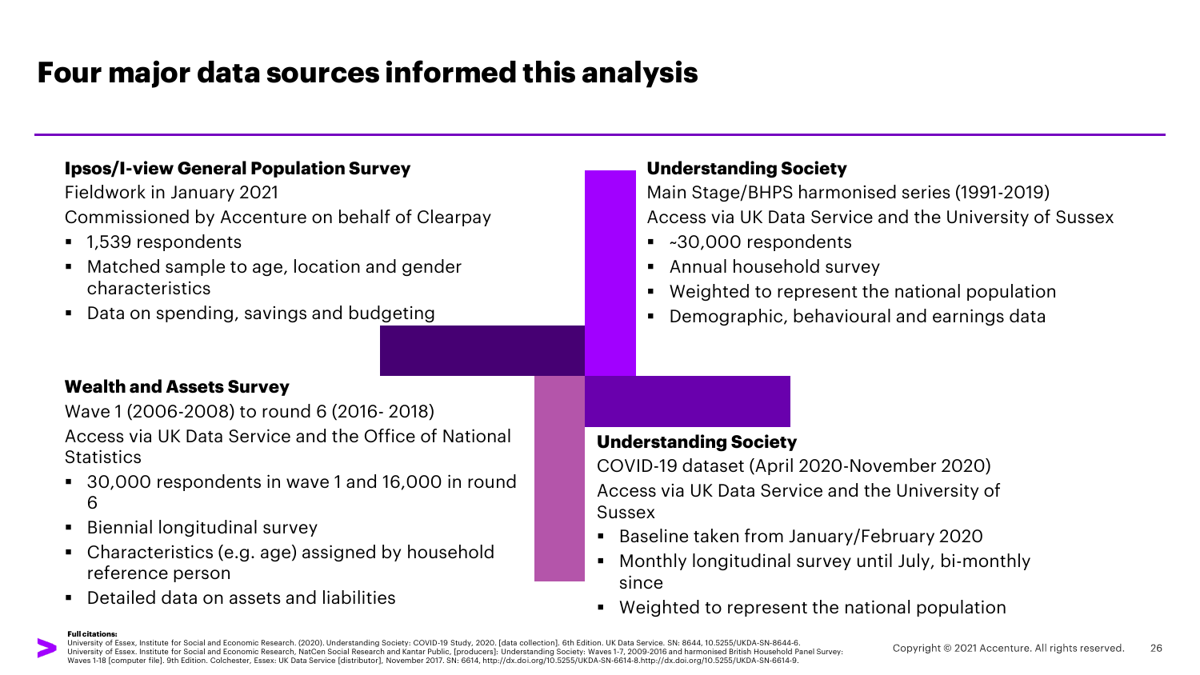# Four major data sources informed this analysis

### Ipsos/I-view General Population Survey

Fieldwork in January 2021

Commissioned by Accenture on behalf of Clearpay

- 1,539 respondents
- Matched sample to age, location and gender characteristics
- Data on spending, savings and budgeting

### Understanding Society

Main Stage/BHPS harmonised series (1991-2019)

Access via UK Data Service and the University of Sussex

- ~30,000 respondents
- Annual household survey
- Weighted to represent the national population
- Demographic, behavioural and earnings data

### Wealth and Assets Survey

Wave 1 (2006-2008) to round 6 (2016- 2018)

Access via UK Data Service and the Office of National Statistics

- 30,000 respondents in wave 1 and 16,000 in round 6
- Biennial longitudinal survey
- Characteristics (e.g. age) assigned by household reference person
- Detailed data on assets and liabilities

### Understanding Society

COVID-19 dataset (April 2020-November 2020)

Access via UK Data Service and the University of Sussex

- Baseline taken from January/February 2020
- Monthly longitudinal survey until July, bi-monthly since
- Weighted to represent the national population

**Full citations:**
University of Essex, Institute for Social and Economic Research. (2020). Understanding Society: COVID-19 Study, 2020. [data collection]. 6th Edition. UK Data Service. SN: 8644, 10.5255/UKDA-SN-8644-6.
University of Essex. Institute for Social and Economic Research, NatCen Social Research and Kantar Public, [producers]: Understanding Society: Waves 1-7, 2009-2016 and harmonised British Household Panel Survey: Waves 1-18 [computer file]. 9th Edition. Colchester, Essex: UK Data Service [distributor], November 2017. SN: 6614, http://dx.doi.org/10.5255/UKDA-SN-6614-8.http://dx.doi.org/10.5255/UKDA-SN-6614-9.

Copyright © 2021 Accenture. All rights reserved.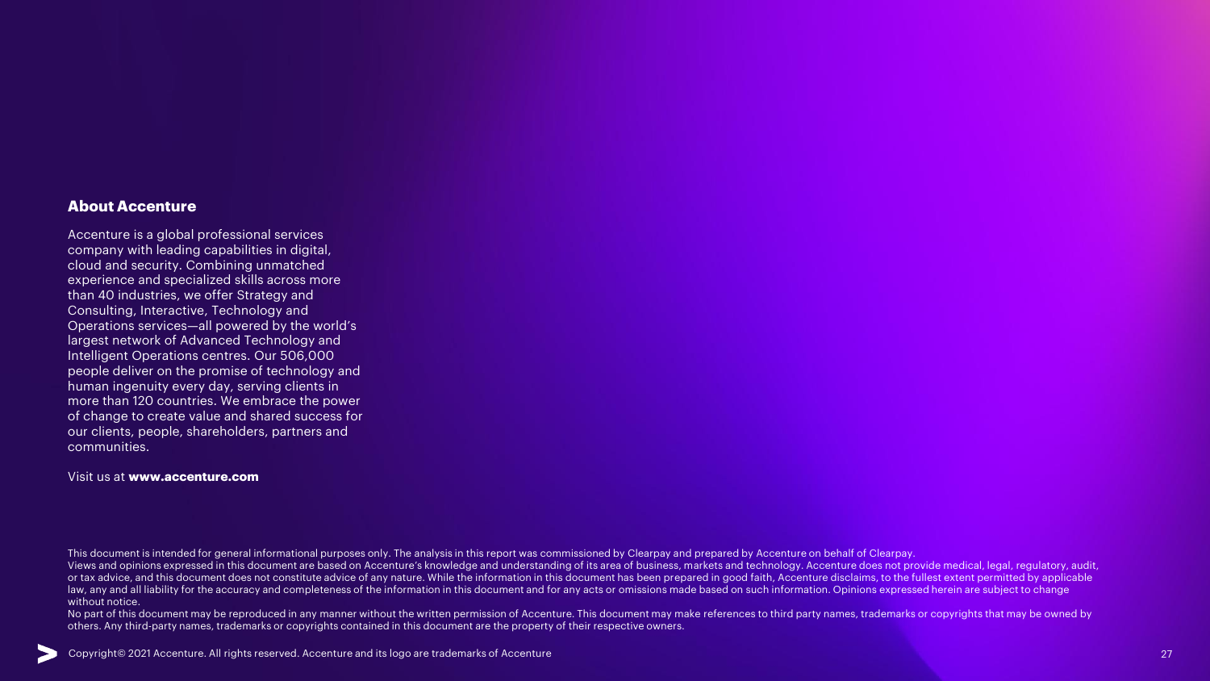## About Accenture

Accenture is a global professional services company with leading capabilities in digital, cloud and security. Combining unmatched experience and specialized skills across more than 40 industries, we offer Strategy and Consulting, Interactive, Technology and Operations services—all powered by the world's largest network of Advanced Technology and Intelligent Operations centres. Our 506,000 people deliver on the promise of technology and human ingenuity every day, serving clients in more than 120 countries. We embrace the power of change to create value and shared success for our clients, people, shareholders, partners and communities.

Visit us at **www.accenture.com**

This document is intended for general informational purposes only. The analysis in this report was commissioned by Clearpay and prepared by Accenture on behalf of Clearpay.
Views and opinions expressed in this document are based on Accenture's knowledge and understanding of its area of business, markets and technology. Accenture does not provide medical, legal, regulatory, audit, or tax advice, and this document does not constitute advice of any nature. While the information in this document has been prepared in good faith, Accenture disclaims, to the fullest extent permitted by applicable law, any and all liability for the accuracy and completeness of the information in this document and for any acts or omissions made based on such information. Opinions expressed herein are subject to change without notice.
No part of this document may be reproduced in any manner without the written permission of Accenture. This document may make references to third party names, trademarks or copyrights that may be owned by others. Any third-party names, trademarks or copyrights contained in this document are the property of their respective owners.

Copyright© 2021 Accenture. All rights reserved. Accenture and its logo are trademarks of Accenture